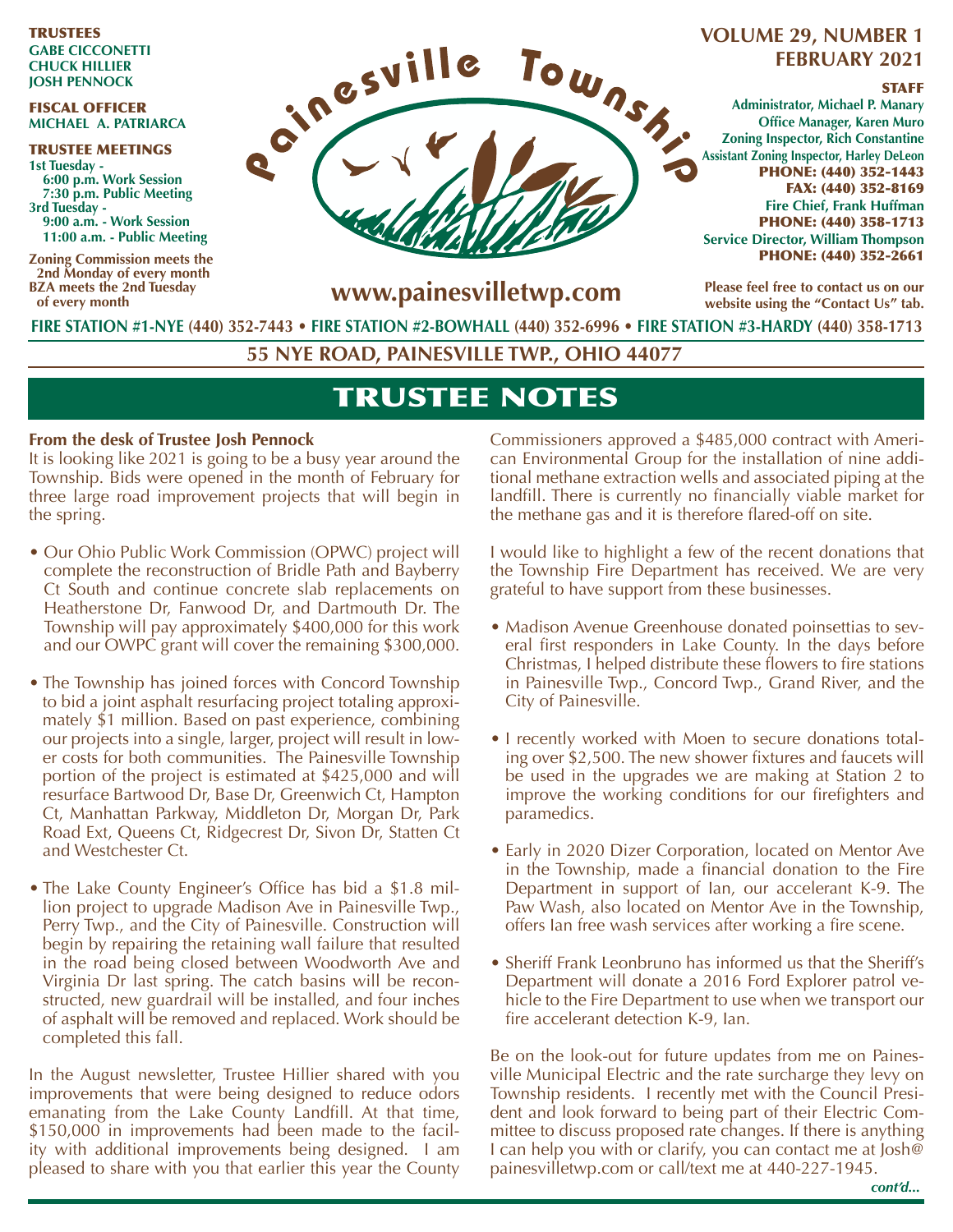**TRUSTEES**
**GABE CICCONETTI**
**CHUCK HILLIER**
**JOSH PENNOCK**

**FISCAL OFFICER**
**MICHAEL A. PATRIARCA**

**TRUSTEE MEETINGS**
**1st Tuesday -**
**6:00 p.m. Work Session**
**7:30 p.m. Public Meeting**
**3rd Tuesday -**
**9:00 a.m. - Work Session**
**11:00 a.m. - Public Meeting**

**Zoning Commission meets the 2nd Monday of every month**
**BZA meets the 2nd Tuesday of every month**

# Painesville Township

**www.painesvilletwp.com**

**VOLUME 29, NUMBER 1**
**FEBRUARY 2021**

**STAFF**
**Administrator, Michael P. Manary**
**Office Manager, Karen Muro**
**Zoning Inspector, Rich Constantine**
**Assistant Zoning Inspector, Harley DeLeon**
**PHONE: (440) 352-1443**
**FAX: (440) 352-8169**
**Fire Chief, Frank Huffman**
**PHONE: (440) 358-1713**
**Service Director, William Thompson**
**PHONE: (440) 352-2661**

**Please feel free to contact us on our website using the "Contact Us" tab.**

**FIRE STATION #1-NYE (440) 352-7443 • FIRE STATION #2-BOWHALL (440) 352-6996 • FIRE STATION #3-HARDY (440) 358-1713**

**55 NYE ROAD, PAINESVILLE TWP., OHIO 44077**

## TRUSTEE NOTES

**From the desk of Trustee Josh Pennock**

It is looking like 2021 is going to be a busy year around the Township. Bids were opened in the month of February for three large road improvement projects that will begin in the spring.

- Our Ohio Public Work Commission (OPWC) project will complete the reconstruction of Bridle Path and Bayberry Ct South and continue concrete slab replacements on Heatherstone Dr, Fanwood Dr, and Dartmouth Dr. The Township will pay approximately $400,000 for this work and our OWPC grant will cover the remaining $300,000.
- The Township has joined forces with Concord Township to bid a joint asphalt resurfacing project totaling approximately $1 million. Based on past experience, combining our projects into a single, larger, project will result in lower costs for both communities. The Painesville Township portion of the project is estimated at $425,000 and will resurface Bartwood Dr, Base Dr, Greenwich Ct, Hampton Ct, Manhattan Parkway, Middleton Dr, Morgan Dr, Park Road Ext, Queens Ct, Ridgecrest Dr, Sivon Dr, Statten Ct and Westchester Ct.
- The Lake County Engineer's Office has bid a $1.8 million project to upgrade Madison Ave in Painesville Twp., Perry Twp., and the City of Painesville. Construction will begin by repairing the retaining wall failure that resulted in the road being closed between Woodworth Ave and Virginia Dr last spring. The catch basins will be reconstructed, new guardrail will be installed, and four inches of asphalt will be removed and replaced. Work should be completed this fall.

In the August newsletter, Trustee Hillier shared with you improvements that were being designed to reduce odors emanating from the Lake County Landfill. At that time, $150,000 in improvements had been made to the facility with additional improvements being designed. I am pleased to share with you that earlier this year the County Commissioners approved a $485,000 contract with American Environmental Group for the installation of nine additional methane extraction wells and associated piping at the landfill. There is currently no financially viable market for the methane gas and it is therefore flared-off on site.

I would like to highlight a few of the recent donations that the Township Fire Department has received. We are very grateful to have support from these businesses.

- Madison Avenue Greenhouse donated poinsettias to several first responders in Lake County. In the days before Christmas, I helped distribute these flowers to fire stations in Painesville Twp., Concord Twp., Grand River, and the City of Painesville.
- I recently worked with Moen to secure donations totaling over $2,500. The new shower fixtures and faucets will be used in the upgrades we are making at Station 2 to improve the working conditions for our firefighters and paramedics.
- Early in 2020 Dizer Corporation, located on Mentor Ave in the Township, made a financial donation to the Fire Department in support of Ian, our accelerant K-9. The Paw Wash, also located on Mentor Ave in the Township, offers Ian free wash services after working a fire scene.
- Sheriff Frank Leonbruno has informed us that the Sheriff's Department will donate a 2016 Ford Explorer patrol vehicle to the Fire Department to use when we transport our fire accelerant detection K-9, Ian.

Be on the look-out for future updates from me on Painesville Municipal Electric and the rate surcharge they levy on Township residents. I recently met with the Council President and look forward to being part of their Electric Committee to discuss proposed rate changes. If there is anything I can help you with or clarify, you can contact me at Josh@painesvilletwp.com or call/text me at 440-227-1945.

*cont'd...*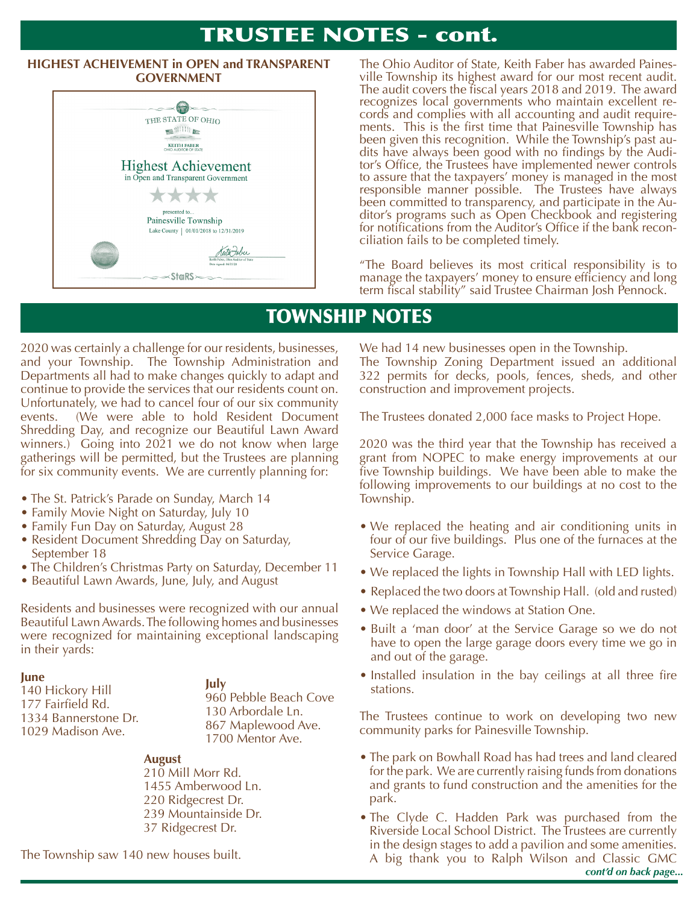# TRUSTEE NOTES - cont.

## HIGHEST ACHEIVEMENT in OPEN and TRANSPARENT GOVERNMENT

THE STATE OF OHIO

KEITH FABER
OHIO AUDITOR OF STATE

Highest Achievement
in Open and Transparent Government

★★★★

presented to...
Painesville Township
Lake County | 01/01/2018 to 12/31/2019

StaRS

The Ohio Auditor of State, Keith Faber has awarded Painesville Township its highest award for our most recent audit. The audit covers the fiscal years 2018 and 2019. The award recognizes local governments who maintain excellent records and complies with all accounting and audit requirements. This is the first time that Painesville Township has been given this recognition. While the Township's past audits have always been good with no findings by the Auditor's Office, the Trustees have implemented newer controls to assure that the taxpayers' money is managed in the most responsible manner possible. The Trustees have always been committed to transparency, and participate in the Auditor's programs such as Open Checkbook and registering for notifications from the Auditor's Office if the bank reconciliation fails to be completed timely.

"The Board believes its most critical responsibility is to manage the taxpayers' money to ensure efficiency and long term fiscal stability" said Trustee Chairman Josh Pennock.

# TOWNSHIP NOTES

2020 was certainly a challenge for our residents, businesses, and your Township. The Township Administration and Departments all had to make changes quickly to adapt and continue to provide the services that our residents count on. Unfortunately, we had to cancel four of our six community events. (We were able to hold Resident Document Shredding Day, and recognize our Beautiful Lawn Award winners.) Going into 2021 we do not know when large gatherings will be permitted, but the Trustees are planning for six community events. We are currently planning for:

- The St. Patrick's Parade on Sunday, March 14
- Family Movie Night on Saturday, July 10
- Family Fun Day on Saturday, August 28
- Resident Document Shredding Day on Saturday, September 18
- The Children's Christmas Party on Saturday, December 11
- Beautiful Lawn Awards, June, July, and August

Residents and businesses were recognized with our annual Beautiful Lawn Awards. The following homes and businesses were recognized for maintaining exceptional landscaping in their yards:

**June**
140 Hickory Hill
177 Fairfield Rd.
1334 Bannerstone Dr.
1029 Madison Ave.

**July**
960 Pebble Beach Cove
130 Arbordale Ln.
867 Maplewood Ave.
1700 Mentor Ave.

**August**
210 Mill Morr Rd.
1455 Amberwood Ln.
220 Ridgecrest Dr.
239 Mountainside Dr.
37 Ridgecrest Dr.

The Township saw 140 new houses built.

We had 14 new businesses open in the Township.
The Township Zoning Department issued an additional 322 permits for decks, pools, fences, sheds, and other construction and improvement projects.

The Trustees donated 2,000 face masks to Project Hope.

2020 was the third year that the Township has received a grant from NOPEC to make energy improvements at our five Township buildings. We have been able to make the following improvements to our buildings at no cost to the Township.

- We replaced the heating and air conditioning units in four of our five buildings. Plus one of the furnaces at the Service Garage.
- We replaced the lights in Township Hall with LED lights.
- Replaced the two doors at Township Hall. (old and rusted)
- We replaced the windows at Station One.
- Built a 'man door' at the Service Garage so we do not have to open the large garage doors every time we go in and out of the garage.
- Installed insulation in the bay ceilings at all three fire stations.

The Trustees continue to work on developing two new community parks for Painesville Township.

- The park on Bowhall Road has had trees and land cleared for the park. We are currently raising funds from donations and grants to fund construction and the amenities for the park.
- The Clyde C. Hadden Park was purchased from the Riverside Local School District. The Trustees are currently in the design stages to add a pavilion and some amenities. A big thank you to Ralph Wilson and Classic GMC

*cont'd on back page...*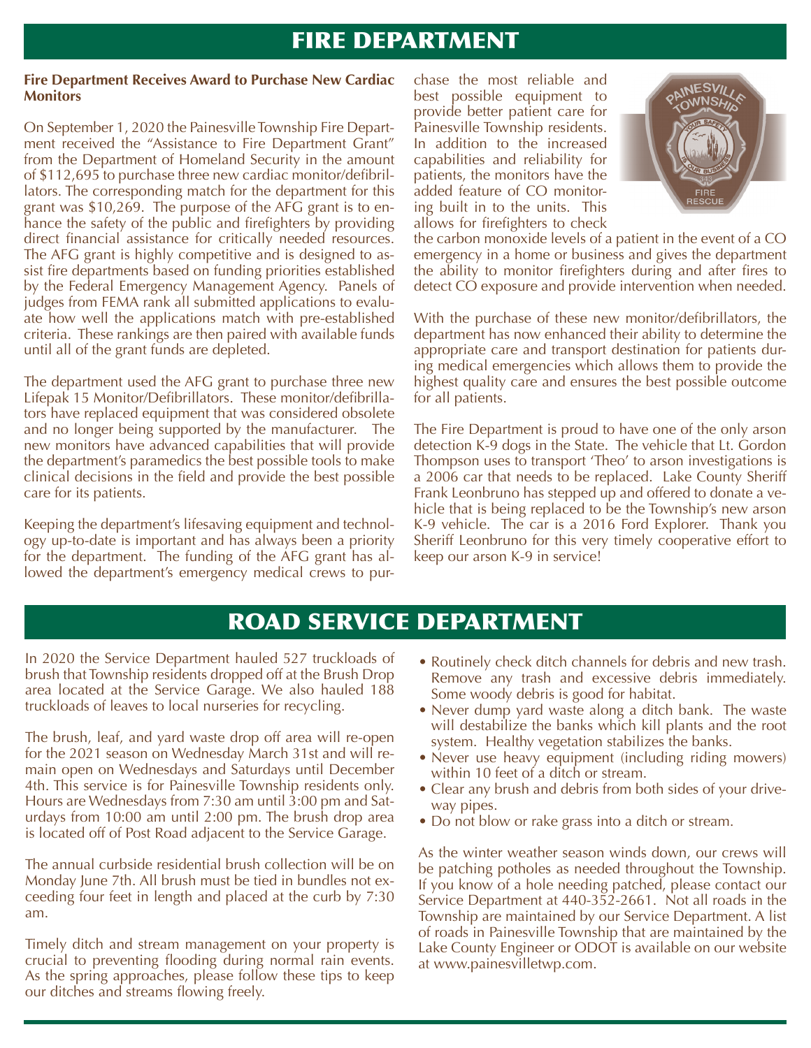# FIRE DEPARTMENT

**Fire Department Receives Award to Purchase New Cardiac Monitors**

On September 1, 2020 the Painesville Township Fire Department received the "Assistance to Fire Department Grant" from the Department of Homeland Security in the amount of $112,695 to purchase three new cardiac monitor/defibrillators. The corresponding match for the department for this grant was $10,269. The purpose of the AFG grant is to enhance the safety of the public and firefighters by providing direct financial assistance for critically needed resources. The AFG grant is highly competitive and is designed to assist fire departments based on funding priorities established by the Federal Emergency Management Agency. Panels of judges from FEMA rank all submitted applications to evaluate how well the applications match with pre-established criteria. These rankings are then paired with available funds until all of the grant funds are depleted.

The department used the AFG grant to purchase three new Lifepak 15 Monitor/Defibrillators. These monitor/defibrillators have replaced equipment that was considered obsolete and no longer being supported by the manufacturer. The new monitors have advanced capabilities that will provide the department's paramedics the best possible tools to make clinical decisions in the field and provide the best possible care for its patients.

Keeping the department's lifesaving equipment and technology up-to-date is important and has always been a priority for the department. The funding of the AFG grant has allowed the department's emergency medical crews to purchase the most reliable and best possible equipment to provide better patient care for Painesville Township residents. In addition to the increased capabilities and reliability for patients, the monitors have the added feature of CO monitoring built in to the units. This allows for firefighters to check the carbon monoxide levels of a patient in the event of a CO emergency in a home or business and gives the department the ability to monitor firefighters during and after fires to detect CO exposure and provide intervention when needed.

With the purchase of these new monitor/defibrillators, the department has now enhanced their ability to determine the appropriate care and transport destination for patients during medical emergencies which allows them to provide the highest quality care and ensures the best possible outcome for all patients.

The Fire Department is proud to have one of the only arson detection K-9 dogs in the State. The vehicle that Lt. Gordon Thompson uses to transport 'Theo' to arson investigations is a 2006 car that needs to be replaced. Lake County Sheriff Frank Leonbruno has stepped up and offered to donate a vehicle that is being replaced to be the Township's new arson K-9 vehicle. The car is a 2016 Ford Explorer. Thank you Sheriff Leonbruno for this very timely cooperative effort to keep our arson K-9 in service!

# ROAD SERVICE DEPARTMENT

In 2020 the Service Department hauled 527 truckloads of brush that Township residents dropped off at the Brush Drop area located at the Service Garage. We also hauled 188 truckloads of leaves to local nurseries for recycling.

The brush, leaf, and yard waste drop off area will re-open for the 2021 season on Wednesday March 31st and will remain open on Wednesdays and Saturdays until December 4th. This service is for Painesville Township residents only. Hours are Wednesdays from 7:30 am until 3:00 pm and Saturdays from 10:00 am until 2:00 pm. The brush drop area is located off of Post Road adjacent to the Service Garage.

The annual curbside residential brush collection will be on Monday June 7th. All brush must be tied in bundles not exceeding four feet in length and placed at the curb by 7:30 am.

Timely ditch and stream management on your property is crucial to preventing flooding during normal rain events. As the spring approaches, please follow these tips to keep our ditches and streams flowing freely.

- Routinely check ditch channels for debris and new trash. Remove any trash and excessive debris immediately. Some woody debris is good for habitat.
- Never dump yard waste along a ditch bank. The waste will destabilize the banks which kill plants and the root system. Healthy vegetation stabilizes the banks.
- Never use heavy equipment (including riding mowers) within 10 feet of a ditch or stream.
- Clear any brush and debris from both sides of your driveway pipes.
- Do not blow or rake grass into a ditch or stream.

As the winter weather season winds down, our crews will be patching potholes as needed throughout the Township. If you know of a hole needing patched, please contact our Service Department at 440-352-2661. Not all roads in the Township are maintained by our Service Department. A list of roads in Painesville Township that are maintained by the Lake County Engineer or ODOT is available on our website at www.painesvilletwp.com.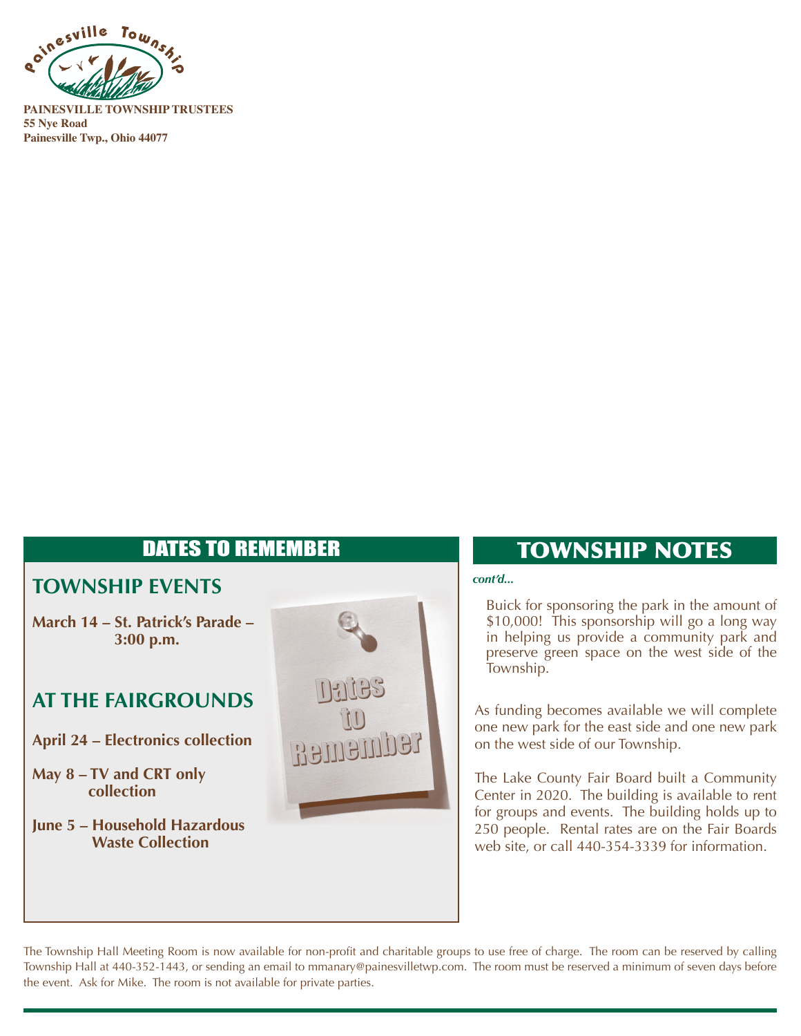Painesville Township

**PAINESVILLE TOWNSHIP TRUSTEES**
**55 Nye Road**
**Painesville Twp., Ohio 44077**

## DATES TO REMEMBER

### TOWNSHIP EVENTS

**March 14 – St. Patrick's Parade – 3:00 p.m.**

### AT THE FAIRGROUNDS

**April 24 – Electronics collection**

**May 8 – TV and CRT only collection**

**June 5 – Household Hazardous Waste Collection**

## TOWNSHIP NOTES

***cont'd...***

Buick for sponsoring the park in the amount of $10,000! This sponsorship will go a long way in helping us provide a community park and preserve green space on the west side of the Township.

As funding becomes available we will complete one new park for the east side and one new park on the west side of our Township.

The Lake County Fair Board built a Community Center in 2020. The building is available to rent for groups and events. The building holds up to 250 people. Rental rates are on the Fair Boards web site, or call 440-354-3339 for information.

The Township Hall Meeting Room is now available for non-profit and charitable groups to use free of charge. The room can be reserved by calling Township Hall at 440-352-1443, or sending an email to mmanary@painesvilletwp.com. The room must be reserved a minimum of seven days before the event. Ask for Mike. The room is not available for private parties.